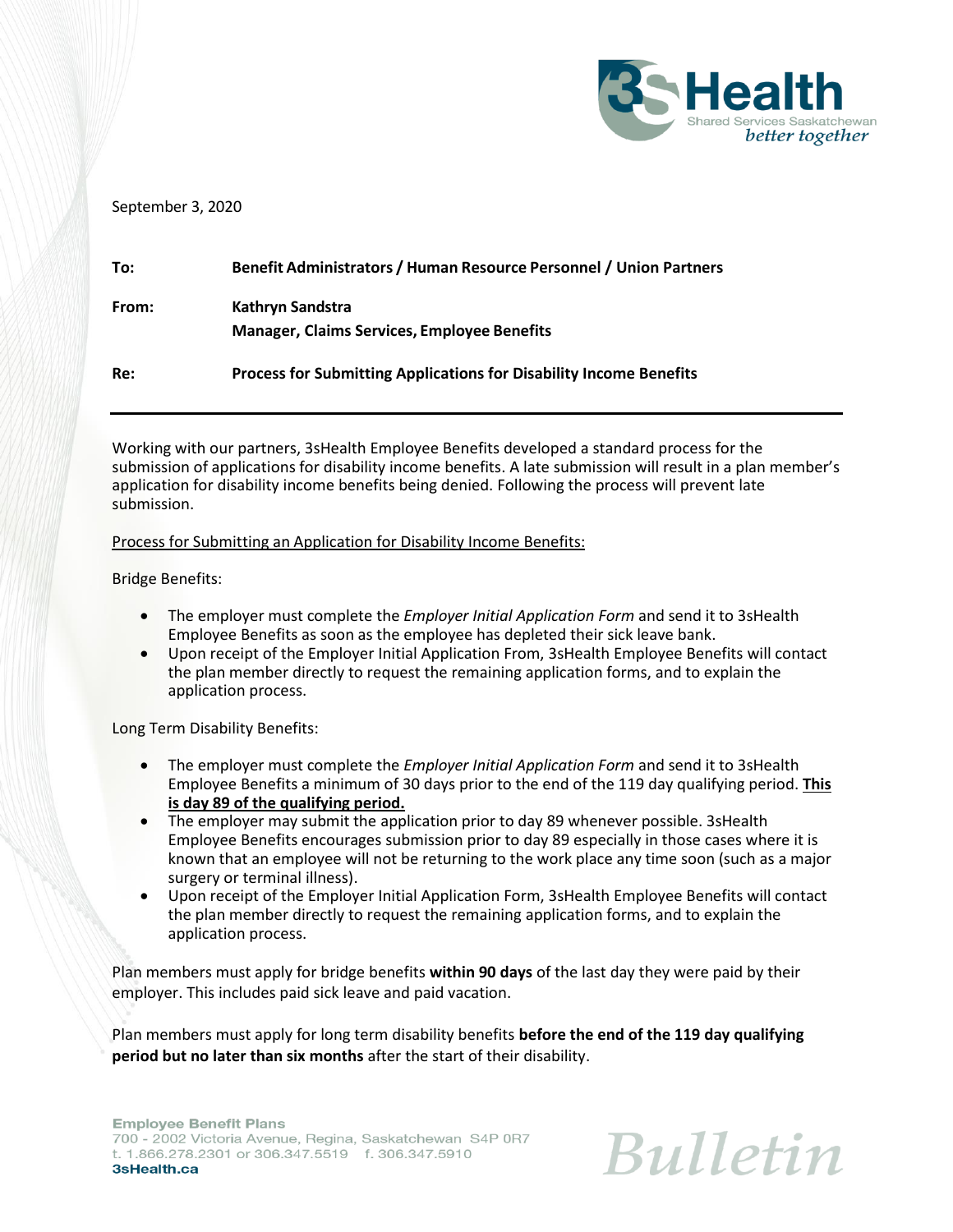September 3, 2020

**To:** **Benefit Administrators / Human Resource Personnel / Union Partners**

**From:** **Kathryn Sandstra**
**Manager, Claims Services, Employee Benefits**

**Re:** **Process for Submitting Applications for Disability Income Benefits**

---

Working with our partners, 3sHealth Employee Benefits developed a standard process for the submission of applications for disability income benefits. A late submission will result in a plan member's application for disability income benefits being denied. Following the process will prevent late submission.

<u>Process for Submitting an Application for Disability Income Benefits:</u>

Bridge Benefits:

- The employer must complete the *Employer Initial Application Form* and send it to 3sHealth Employee Benefits as soon as the employee has depleted their sick leave bank.
- Upon receipt of the Employer Initial Application From, 3sHealth Employee Benefits will contact the plan member directly to request the remaining application forms, and to explain the application process.

Long Term Disability Benefits:

- The employer must complete the *Employer Initial Application Form* and send it to 3sHealth Employee Benefits a minimum of 30 days prior to the end of the 119 day qualifying period. <u>**This is day 89 of the qualifying period.**</u>
- The employer may submit the application prior to day 89 whenever possible. 3sHealth Employee Benefits encourages submission prior to day 89 especially in those cases where it is known that an employee will not be returning to the work place any time soon (such as a major surgery or terminal illness).
- Upon receipt of the Employer Initial Application Form, 3sHealth Employee Benefits will contact the plan member directly to request the remaining application forms, and to explain the application process.

Plan members must apply for bridge benefits **within 90 days** of the last day they were paid by their employer. This includes paid sick leave and paid vacation.

Plan members must apply for long term disability benefits **before the end of the 119 day qualifying period but no later than six months** after the start of their disability.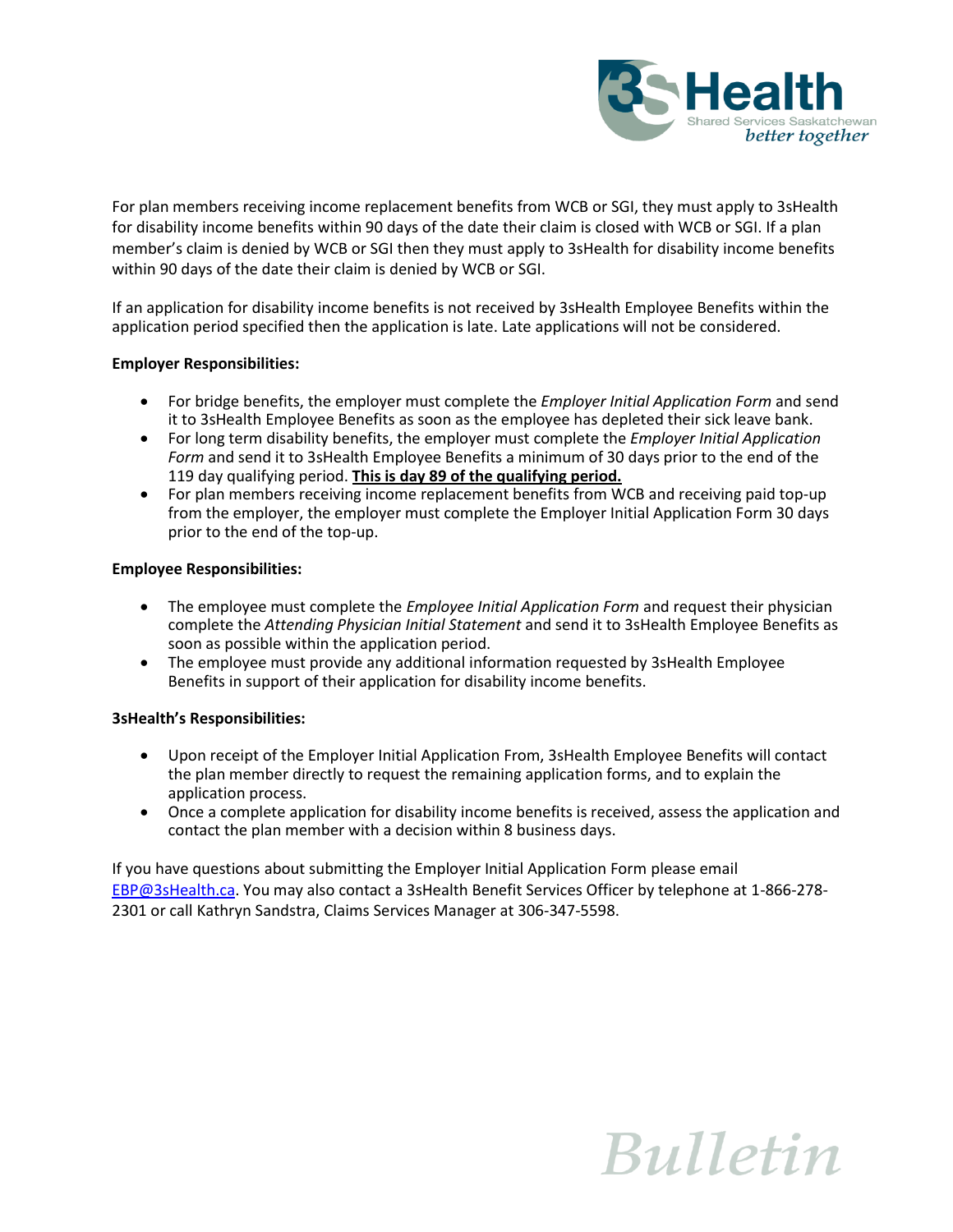For plan members receiving income replacement benefits from WCB or SGI, they must apply to 3sHealth for disability income benefits within 90 days of the date their claim is closed with WCB or SGI. If a plan member's claim is denied by WCB or SGI then they must apply to 3sHealth for disability income benefits within 90 days of the date their claim is denied by WCB or SGI.

If an application for disability income benefits is not received by 3sHealth Employee Benefits within the application period specified then the application is late. Late applications will not be considered.

**Employer Responsibilities:**

- For bridge benefits, the employer must complete the *Employer Initial Application Form* and send it to 3sHealth Employee Benefits as soon as the employee has depleted their sick leave bank.
- For long term disability benefits, the employer must complete the *Employer Initial Application Form* and send it to 3sHealth Employee Benefits a minimum of 30 days prior to the end of the 119 day qualifying period. **This is day 89 of the qualifying period.**
- For plan members receiving income replacement benefits from WCB and receiving paid top-up from the employer, the employer must complete the Employer Initial Application Form 30 days prior to the end of the top-up.

**Employee Responsibilities:**

- The employee must complete the *Employee Initial Application Form* and request their physician complete the *Attending Physician Initial Statement* and send it to 3sHealth Employee Benefits as soon as possible within the application period.
- The employee must provide any additional information requested by 3sHealth Employee Benefits in support of their application for disability income benefits.

**3sHealth's Responsibilities:**

- Upon receipt of the Employer Initial Application From, 3sHealth Employee Benefits will contact the plan member directly to request the remaining application forms, and to explain the application process.
- Once a complete application for disability income benefits is received, assess the application and contact the plan member with a decision within 8 business days.

If you have questions about submitting the Employer Initial Application Form please email EBP@3sHealth.ca. You may also contact a 3sHealth Benefit Services Officer by telephone at 1-866-278-2301 or call Kathryn Sandstra, Claims Services Manager at 306-347-5598.